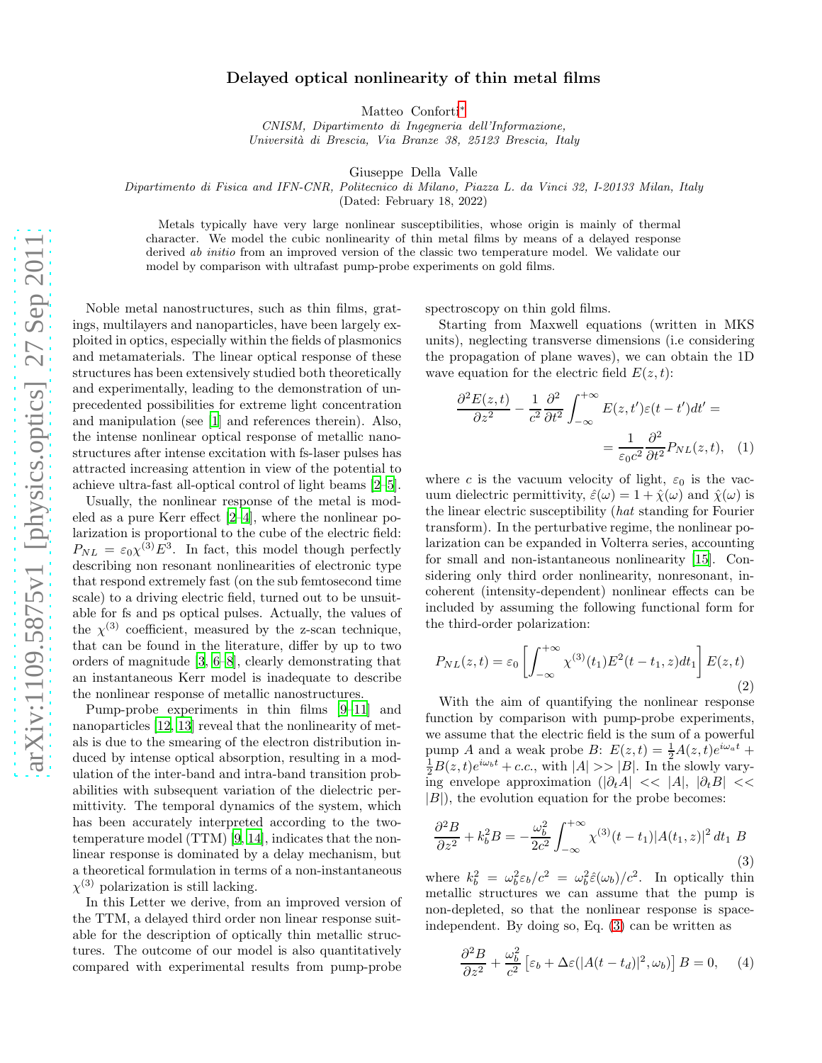# Delayed optical nonlinearity of thin metal films

Matteo Conforti[*]

*CNISM, Dipartimento di Ingegneria dell'Informazione, Università di Brescia, Via Branze 38, 25123 Brescia, Italy*

Giuseppe Della Valle

*Dipartimento di Fisica and IFN-CNR, Politecnico di Milano, Piazza L. da Vinci 32, I-20133 Milan, Italy*

(Dated: February 18, 2022)

Metals typically have very large nonlinear susceptibilities, whose origin is mainly of thermal character. We model the cubic nonlinearity of thin metal films by means of a delayed response derived *ab initio* from an improved version of the classic two temperature model. We validate our model by comparison with ultrafast pump-probe experiments on gold films.

Noble metal nanostructures, such as thin films, gratings, multilayers and nanoparticles, have been largely exploited in optics, especially within the fields of plasmonics and metamaterials. The linear optical response of these structures has been extensively studied both theoretically and experimentally, leading to the demonstration of unprecedented possibilities for extreme light concentration and manipulation (see [1] and references therein). Also, the intense nonlinear optical response of metallic nanostructures after intense excitation with fs-laser pulses has attracted increasing attention in view of the potential to achieve ultra-fast all-optical control of light beams [2–5].

Usually, the nonlinear response of the metal is modeled as a pure Kerr effect [2–4], where the nonlinear polarization is proportional to the cube of the electric field: $P_{NL} = \varepsilon_0\chi^{(3)}E^3$. In fact, this model though perfectly describing non resonant nonlinearities of electronic type that respond extremely fast (on the sub femtosecond time scale) to a driving electric field, turned out to be unsuitable for fs and ps optical pulses. Actually, the values of the $\chi^{(3)}$ coefficient, measured by the z-scan technique, that can be found in the literature, differ by up to two orders of magnitude [3, 6–8], clearly demonstrating that an instantaneous Kerr model is inadequate to describe the nonlinear response of metallic nanostructures.

Pump-probe experiments in thin films [9–11] and nanoparticles [12, 13] reveal that the nonlinearity of metals is due to the smearing of the electron distribution induced by intense optical absorption, resulting in a modulation of the inter-band and intra-band transition probabilities with subsequent variation of the dielectric permittivity. The temporal dynamics of the system, which has been accurately interpreted according to the two-temperature model (TTM) [9, 14], indicates that the nonlinear response is dominated by a delay mechanism, but a theoretical formulation in terms of a non-instantaneous $\chi^{(3)}$ polarization is still lacking.

In this Letter we derive, from an improved version of the TTM, a delayed third order non linear response suitable for the description of optically thin metallic structures. The outcome of our model is also quantitatively compared with experimental results from pump-probe spectroscopy on thin gold films.

Starting from Maxwell equations (written in MKS units), neglecting transverse dimensions (i.e considering the propagation of plane waves), we can obtain the 1D wave equation for the electric field $E(z,t)$:

$$\frac{\partial^2 E(z,t)}{\partial z^2} - \frac{1}{c^2}\frac{\partial^2}{\partial t^2}\int_{-\infty}^{+\infty} E(z,t')\varepsilon(t-t')dt' = \frac{1}{\varepsilon_0 c^2}\frac{\partial^2}{\partial t^2}P_{NL}(z,t), \quad (1)$$

where $c$ is the vacuum velocity of light, $\varepsilon_0$ is the vacuum dielectric permittivity, $\hat{\varepsilon}(\omega) = 1 + \hat{\chi}(\omega)$ and $\hat{\chi}(\omega)$ is the linear electric susceptibility (*hat* standing for Fourier transform). In the perturbative regime, the nonlinear polarization can be expanded in Volterra series, accounting for small and non-istantaneous nonlinearity [15]. Considering only third order nonlinearity, nonresonant, incoherent (intensity-dependent) nonlinear effects can be included by assuming the following functional form for the third-order polarization:

$$P_{NL}(z,t) = \varepsilon_0\left[\int_{-\infty}^{+\infty}\chi^{(3)}(t_1)E^2(t-t_1,z)dt_1\right]E(z,t) \quad (2)$$

With the aim of quantifying the nonlinear response function by comparison with pump-probe experiments, we assume that the electric field is the sum of a powerful pump $A$ and a weak probe $B$: $E(z,t) = \frac{1}{2}A(z,t)e^{i\omega_a t} + \frac{1}{2}B(z,t)e^{i\omega_b t} + c.c.$, with $|A| >> |B|$. In the slowly varying envelope approximation ($|\partial_t A| << |A|$, $|\partial_t B| << |B|$), the evolution equation for the probe becomes:

$$\frac{\partial^2 B}{\partial z^2} + k_b^2 B = -\frac{\omega_b^2}{2c^2}\int_{-\infty}^{+\infty}\chi^{(3)}(t-t_1)|A(t_1,z)|^2\,dt_1\;B \quad (3)$$

where $k_b^2 = \omega_b^2\varepsilon_b/c^2 = \omega_b^2\hat{\varepsilon}(\omega_b)/c^2$. In optically thin metallic structures we can assume that the pump is non-depleted, so that the nonlinear response is space-independent. By doing so, Eq. (3) can be written as

$$\frac{\partial^2 B}{\partial z^2} + \frac{\omega_b^2}{c^2}\left[\varepsilon_b + \Delta\varepsilon(|A(t-t_d)|^2,\omega_b)\right]B = 0, \quad (4)$$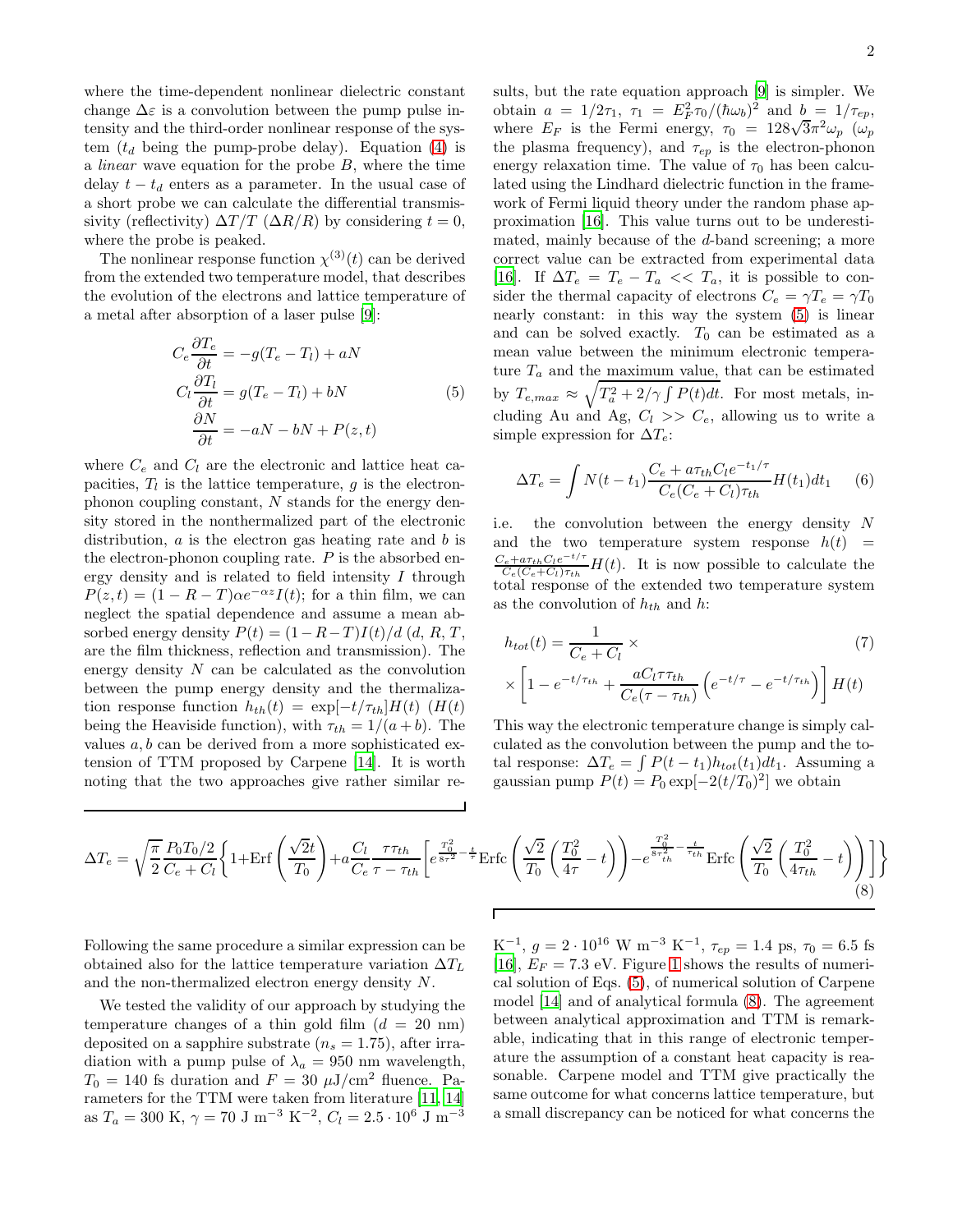where the time-dependent nonlinear dielectric constant change $\Delta\varepsilon$ is a convolution between the pump pulse intensity and the third-order nonlinear response of the system ($t_d$ being the pump-probe delay). Equation (4) is a *linear* wave equation for the probe $B$, where the time delay $t - t_d$ enters as a parameter. In the usual case of a short probe we can calculate the differential transmissivity (reflectivity) $\Delta T/T$ ($\Delta R/R$) by considering $t = 0$, where the probe is peaked.

The nonlinear response function $\chi^{(3)}(t)$ can be derived from the extended two temperature model, that describes the evolution of the electrons and lattice temperature of a metal after absorption of a laser pulse [9]:

$$
\begin{aligned}
C_e \frac{\partial T_e}{\partial t} &= -g(T_e - T_l) + aN \\
C_l \frac{\partial T_l}{\partial t} &= g(T_e - T_l) + bN \\
\frac{\partial N}{\partial t} &= -aN - bN + P(z,t)
\end{aligned}
\tag{5}
$$

where $C_e$ and $C_l$ are the electronic and lattice heat capacities, $T_l$ is the lattice temperature, $g$ is the electron-phonon coupling constant, $N$ stands for the energy density stored in the nonthermalized part of the electronic distribution, $a$ is the electron gas heating rate and $b$ is the electron-phonon coupling rate. $P$ is the absorbed energy density and is related to field intensity $I$ through $P(z,t) = (1 - R - T)\alpha e^{-\alpha z} I(t)$; for a thin film, we can neglect the spatial dependence and assume a mean absorbed energy density $P(t) = (1-R-T)I(t)/d$ ($d$, $R$, $T$, are the film thickness, reflection and transmission). The energy density $N$ can be calculated as the convolution between the pump energy density and the thermalization response function $h_{th}(t) = \exp[-t/\tau_{th}]H(t)$ ($H(t)$ being the Heaviside function), with $\tau_{th} = 1/(a+b)$. The values $a, b$ can be derived from a more sophisticated extension of TTM proposed by Carpene [14]. It is worth noting that the two approaches give rather similar results, but the rate equation approach [9] is simpler. We obtain $a = 1/2\tau_1$, $\tau_1 = E_F^2\tau_0/(\hbar\omega_b)^2$ and $b = 1/\tau_{ep}$, where $E_F$ is the Fermi energy, $\tau_0 = 128\sqrt{3}\pi^2\omega_p$ ($\omega_p$ the plasma frequency), and $\tau_{ep}$ is the electron-phonon energy relaxation time. The value of $\tau_0$ has been calculated using the Lindhard dielectric function in the framework of Fermi liquid theory under the random phase approximation [16]. This value turns out to be underestimated, mainly because of the $d$-band screening; a more correct value can be extracted from experimental data [16]. If $\Delta T_e = T_e - T_a << T_a$, it is possible to consider the thermal capacity of electrons $C_e = \gamma T_e = \gamma T_0$ nearly constant: in this way the system (5) is linear and can be solved exactly. $T_0$ can be estimated as a mean value between the minimum electronic temperature $T_a$ and the maximum value, that can be estimated by $T_{e,max} \approx \sqrt{T_a^2 + 2/\gamma \int P(t)dt}$. For most metals, including Au and Ag, $C_l >> C_e$, allowing us to write a simple expression for $\Delta T_e$:

$$
\Delta T_e = \int N(t - t_1) \frac{C_e + a\tau_{th} C_l e^{-t_1/\tau}}{C_e(C_e + C_l)\tau_{th}} H(t_1) dt_1 \tag{6}
$$

i.e. the convolution between the energy density $N$ and the two temperature system response $h(t) = \frac{C_e + a\tau_{th} C_l e^{-t/\tau}}{C_e(C_e+C_l)\tau_{th}} H(t)$. It is now possible to calculate the total response of the extended two temperature system as the convolution of $h_{th}$ and $h$:

$$
\begin{aligned}
h_{tot}(t) &= \frac{1}{C_e + C_l} \times \\
&\times \left[ 1 - e^{-t/\tau_{th}} + \frac{aC_l\tau\tau_{th}}{C_e(\tau - \tau_{th})} \left( e^{-t/\tau} - e^{-t/\tau_{th}} \right) \right] H(t)
\end{aligned}
\tag{7}
$$

This way the electronic temperature change is simply calculated as the convolution between the pump and the total response: $\Delta T_e = \int P(t - t_1) h_{tot}(t_1) dt_1$. Assuming a gaussian pump $P(t) = P_0 \exp[-2(t/T_0)^2]$ we obtain

$$
\Delta T_e = \sqrt{\frac{\pi}{2}} \frac{P_0 T_0/2}{C_e + C_l} \left\{ 1 + \mathrm{Erf}\left( \frac{\sqrt{2}t}{T_0} \right) + a\frac{C_l}{C_e} \frac{\tau\tau_{th}}{\tau - \tau_{th}} \left[ e^{\frac{T_0^2}{8\tau^2} - \frac{t}{\tau}} \mathrm{Erfc}\left( \frac{\sqrt{2}}{T_0} \left( \frac{T_0^2}{4\tau} - t \right) \right) - e^{\frac{T_0^2}{8\tau_{th}^2} - \frac{t}{\tau_{th}}} \mathrm{Erfc}\left( \frac{\sqrt{2}}{T_0} \left( \frac{T_0^2}{4\tau_{th}} - t \right) \right) \right] \right\}
\tag{8}
$$

Following the same procedure a similar expression can be obtained also for the lattice temperature variation $\Delta T_L$ and the non-thermalized electron energy density $N$.

We tested the validity of our approach by studying the temperature changes of a thin gold film ($d$ = 20 nm) deposited on a sapphire substrate ($n_s = 1.75$), after irradiation with a pump pulse of $\lambda_a = 950$ nm wavelength, $T_0 = 140$ fs duration and $F = 30$ $\mu$J/cm$^2$ fluence. Parameters for the TTM were taken from literature [11, 14] as $T_a = 300$ K, $\gamma = 70$ J m$^{-3}$ K$^{-2}$, $C_l = 2.5 \cdot 10^6$ J m$^{-3}$ K$^{-1}$, $g = 2 \cdot 10^{16}$ W m$^{-3}$ K$^{-1}$, $\tau_{ep} = 1.4$ ps, $\tau_0 = 6.5$ fs [16], $E_F = 7.3$ eV. Figure 1 shows the results of numerical solution of Eqs. (5), of numerical solution of Carpene model [14] and of analytical formula (8). The agreement between analytical approximation and TTM is remarkable, indicating that in this range of electronic temperature the assumption of a constant heat capacity is reasonable. Carpene model and TTM give practically the same outcome for what concerns lattice temperature, but a small discrepancy can be noticed for what concerns the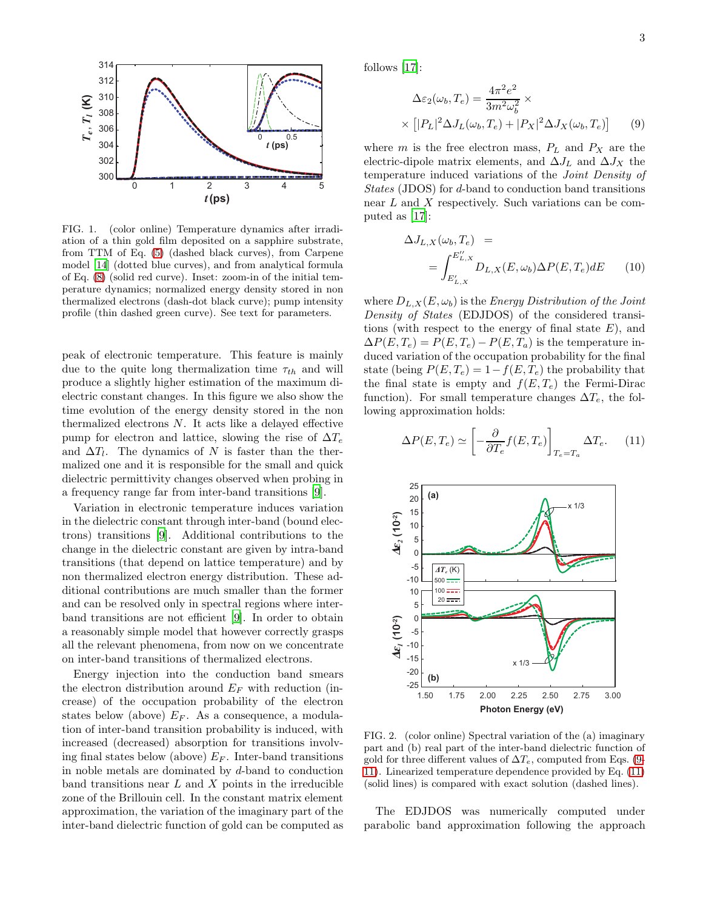FIG. 1. (color online) Temperature dynamics after irradiation of a thin gold film deposited on a sapphire substrate, from TTM of Eq. (5) (dashed black curves), from Carpene model [14] (dotted blue curves), and from analytical formula of Eq. (8) (solid red curve). Inset: zoom-in of the initial temperature dynamics; normalized energy density stored in non thermalized electrons (dash-dot black curve); pump intensity profile (thin dashed green curve). See text for parameters.

peak of electronic temperature. This feature is mainly due to the quite long thermalization time $\tau_{th}$ and will produce a slightly higher estimation of the maximum dielectric constant changes. In this figure we also show the time evolution of the energy density stored in the non thermalized electrons $N$. It acts like a delayed effective pump for electron and lattice, slowing the rise of $\Delta T_e$ and $\Delta T_l$. The dynamics of $N$ is faster than the thermalized one and it is responsible for the small and quick dielectric permittivity changes observed when probing in a frequency range far from inter-band transitions [9].

Variation in electronic temperature induces variation in the dielectric constant through inter-band (bound electrons) transitions [9]. Additional contributions to the change in the dielectric constant are given by intra-band transitions (that depend on lattice temperature) and by non thermalized electron energy distribution. These additional contributions are much smaller than the former and can be resolved only in spectral regions where inter-band transitions are not efficient [9]. In order to obtain a reasonably simple model that however correctly grasps all the relevant phenomena, from now on we concentrate on inter-band transitions of thermalized electrons.

Energy injection into the conduction band smears the electron distribution around $E_F$ with reduction (increase) of the occupation probability of the electron states below (above) $E_F$. As a consequence, a modulation of inter-band transition probability is induced, with increased (decreased) absorption for transitions involving final states below (above) $E_F$. Inter-band transitions in noble metals are dominated by $d$-band to conduction band transitions near $L$ and $X$ points in the irreducible zone of the Brillouin cell. In the constant matrix element approximation, the variation of the imaginary part of the inter-band dielectric function of gold can be computed as follows [17]:

$$
\Delta\varepsilon_2(\omega_b, T_e) = \frac{4\pi^2 e^2}{3m^2\omega_b^2} \times \\
\times \left[ |P_L|^2 \Delta J_L(\omega_b, T_e) + |P_X|^2 \Delta J_X(\omega_b, T_e) \right] \quad (9)
$$

where $m$ is the free electron mass, $P_L$ and $P_X$ are the electric-dipole matrix elements, and $\Delta J_L$ and $\Delta J_X$ the temperature induced variations of the *Joint Density of States* (JDOS) for $d$-band to conduction band transitions near $L$ and $X$ respectively. Such variations can be computed as [17]:

$$
\Delta J_{L,X}(\omega_b, T_e) = \\
= \int_{E'_{L,X}}^{E''_{L,X}} D_{L,X}(E, \omega_b) \Delta P(E, T_e) dE \quad (10)
$$

where $D_{L,X}(E, \omega_b)$ is the *Energy Distribution of the Joint Density of States* (EDJDOS) of the considered transitions (with respect to the energy of final state $E$), and $\Delta P(E, T_e) = P(E, T_e) - P(E, T_a)$ is the temperature induced variation of the occupation probability for the final state (being $P(E, T_e) = 1 - f(E, T_e)$ the probability that the final state is empty and $f(E, T_e)$ the Fermi-Dirac function). For small temperature changes $\Delta T_e$, the following approximation holds:

$$
\Delta P(E, T_e) \simeq \left[ -\frac{\partial}{\partial T_e} f(E, T_e) \right]_{T_e = T_a} \Delta T_e. \quad (11)
$$

FIG. 2. (color online) Spectral variation of the (a) imaginary part and (b) real part of the inter-band dielectric function of gold for three different values of $\Delta T_e$, computed from Eqs. (9-11). Linearized temperature dependence provided by Eq. (11) (solid lines) is compared with exact solution (dashed lines).

The EDJDOS was numerically computed under parabolic band approximation following the approach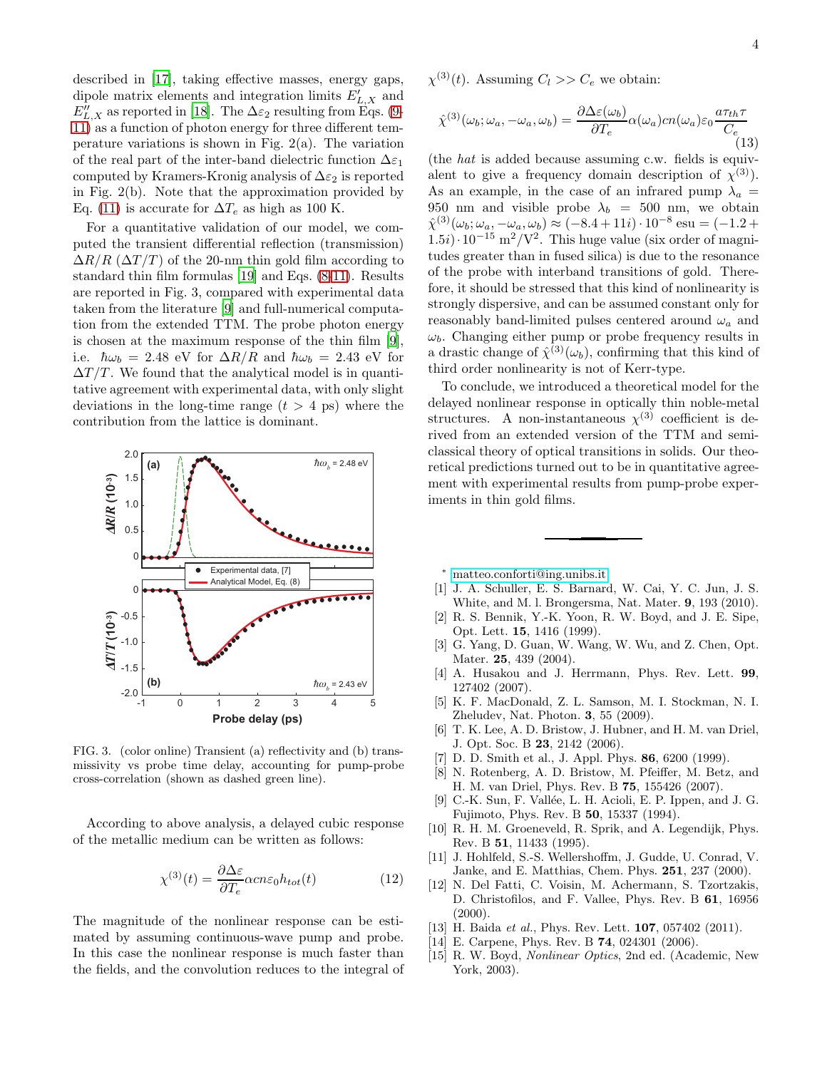described in [17], taking effective masses, energy gaps, dipole matrix elements and integration limits $E'_{L,X}$ and $E''_{L,X}$ as reported in [18]. The $\Delta\varepsilon_2$ resulting from Eqs. (9-11) as a function of photon energy for three different temperature variations is shown in Fig. 2(a). The variation of the real part of the inter-band dielectric function $\Delta\varepsilon_1$ computed by Kramers-Kronig analysis of $\Delta\varepsilon_2$ is reported in Fig. 2(b). Note that the approximation provided by Eq. (11) is accurate for $\Delta T_e$ as high as 100 K.

For a quantitative validation of our model, we computed the transient differential reflection (transmission) $\Delta R/R$ ($\Delta T/T$) of the 20-nm thin gold film according to standard thin film formulas [19] and Eqs. (8-11). Results are reported in Fig. 3, compared with experimental data taken from the literature [9] and full-numerical computation from the extended TTM. The probe photon energy is chosen at the maximum response of the thin film [9], i.e. $\hbar\omega_b = 2.48$ eV for $\Delta R/R$ and $\hbar\omega_b = 2.43$ eV for $\Delta T/T$. We found that the analytical model is in quantitative agreement with experimental data, with only slight deviations in the long-time range ($t > 4$ ps) where the contribution from the lattice is dominant.

FIG. 3. (color online) Transient (a) reflectivity and (b) transmissivity vs probe time delay, accounting for pump-probe cross-correlation (shown as dashed green line).

According to above analysis, a delayed cubic response of the metallic medium can be written as follows:

$$\chi^{(3)}(t) = \frac{\partial \Delta\varepsilon}{\partial T_e} \alpha c n \varepsilon_0 h_{tot}(t) \tag{12}$$

The magnitude of the nonlinear response can be estimated by assuming continuous-wave pump and probe. In this case the nonlinear response is much faster than the fields, and the convolution reduces to the integral of $\chi^{(3)}(t)$. Assuming $C_l >> C_e$ we obtain:

$$\hat{\chi}^{(3)}(\omega_b; \omega_a, -\omega_a, \omega_b) = \frac{\partial \Delta\varepsilon(\omega_b)}{\partial T_e} \alpha(\omega_a) c n(\omega_a) \varepsilon_0 \frac{a \tau_{th} \tau}{C_e} \tag{13}$$

(the *hat* is added because assuming c.w. fields is equivalent to give a frequency domain description of $\chi^{(3)}$). As an example, in the case of an infrared pump $\lambda_a = 950$ nm and visible probe $\lambda_b = 500$ nm, we obtain $\hat{\chi}^{(3)}(\omega_b; \omega_a, -\omega_a, \omega_b) \approx (-8.4 + 11i) \cdot 10^{-8}$ esu $= (-1.2 + 1.5i) \cdot 10^{-15}$ m$^2$/V$^2$. This huge value (six order of magnitudes greater than in fused silica) is due to the resonance of the probe with interband transitions of gold. Therefore, it should be stressed that this kind of nonlinearity is strongly dispersive, and can be assumed constant only for reasonably band-limited pulses centered around $\omega_a$ and $\omega_b$. Changing either pump or probe frequency results in a drastic change of $\hat{\chi}^{(3)}(\omega_b)$, confirming that this kind of third order nonlinearity is not of Kerr-type.

To conclude, we introduced a theoretical model for the delayed nonlinear response in optically thin noble-metal structures. A non-instantaneous $\chi^{(3)}$ coefficient is derived from an extended version of the TTM and semi-classical theory of optical transitions in solids. Our theoretical predictions turned out to be in quantitative agreement with experimental results from pump-probe experiments in thin gold films.

---

\* matteo.conforti@ing.unibs.it

[1] J. A. Schuller, E. S. Barnard, W. Cai, Y. C. Jun, J. S. White, and M. l. Brongersma, Nat. Mater. **9**, 193 (2010).

[2] R. S. Bennik, Y.-K. Yoon, R. W. Boyd, and J. E. Sipe, Opt. Lett. **15**, 1416 (1999).

[3] G. Yang, D. Guan, W. Wang, W. Wu, and Z. Chen, Opt. Mater. **25**, 439 (2004).

[4] A. Husakou and J. Herrmann, Phys. Rev. Lett. **99**, 127402 (2007).

[5] K. F. MacDonald, Z. L. Samson, M. I. Stockman, N. I. Zheludev, Nat. Photon. **3**, 55 (2009).

[6] T. K. Lee, A. D. Bristow, J. Hubner, and H. M. van Driel, J. Opt. Soc. B **23**, 2142 (2006).

[7] D. D. Smith et al., J. Appl. Phys. **86**, 6200 (1999).

[8] N. Rotenberg, A. D. Bristow, M. Pfeiffer, M. Betz, and H. M. van Driel, Phys. Rev. B **75**, 155426 (2007).

[9] C.-K. Sun, F. Vallée, L. H. Acioli, E. P. Ippen, and J. G. Fujimoto, Phys. Rev. B **50**, 15337 (1994).

[10] R. H. M. Groeneveld, R. Sprik, and A. Legendijk, Phys. Rev. B **51**, 11433 (1995).

[11] J. Hohlfeld, S.-S. Wellershoffm, J. Gudde, U. Conrad, V. Janke, and E. Matthias, Chem. Phys. **251**, 237 (2000).

[12] N. Del Fatti, C. Voisin, M. Achermann, S. Tzortzakis, D. Christofilos, and F. Vallee, Phys. Rev. B **61**, 16956 (2000).

[13] H. Baida *et al.*, Phys. Rev. Lett. **107**, 057402 (2011).

[14] E. Carpene, Phys. Rev. B **74**, 024301 (2006).

[15] R. W. Boyd, *Nonlinear Optics*, 2nd ed. (Academic, New York, 2003).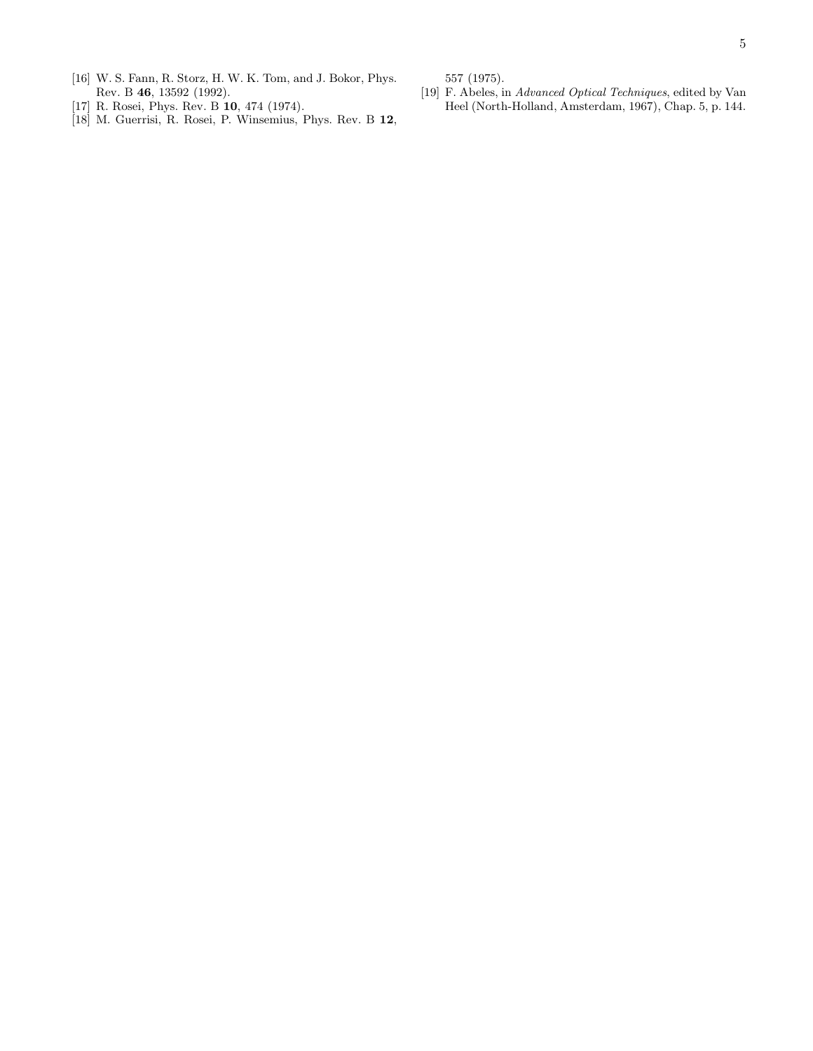[16] W. S. Fann, R. Storz, H. W. K. Tom, and J. Bokor, Phys. Rev. B **46**, 13592 (1992).

[17] R. Rosei, Phys. Rev. B **10**, 474 (1974).

[18] M. Guerrisi, R. Rosei, P. Winsemius, Phys. Rev. B **12**, 557 (1975).

[19] F. Abeles, in *Advanced Optical Techniques*, edited by Van Heel (North-Holland, Amsterdam, 1967), Chap. 5, p. 144.